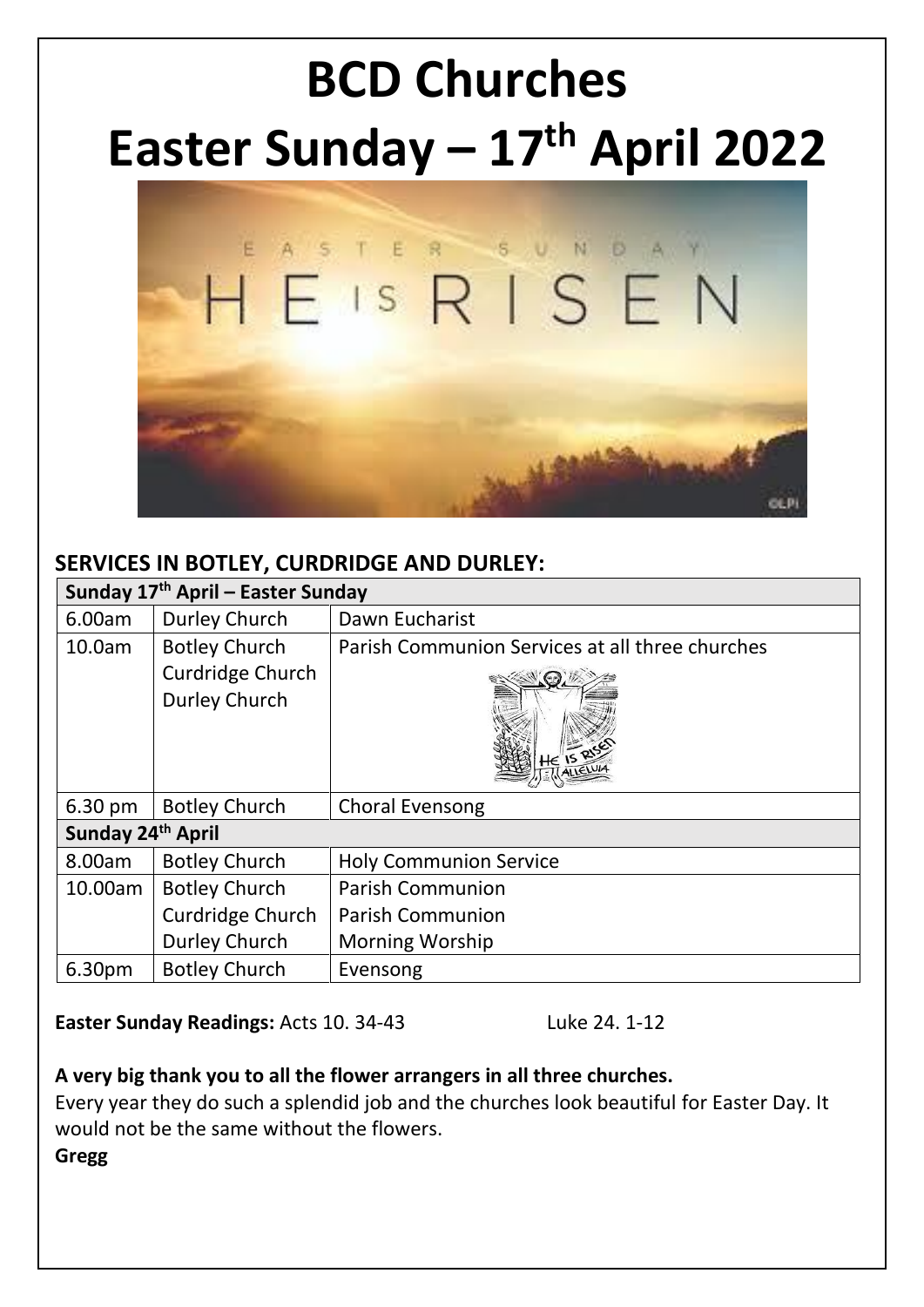# BCD Churches

# Easter Sunday – 17th April 2022

## SERVICES IN BOTLEY, CURDRIDGE AND DURLEY:

| **Sunday 17th April – Easter Sunday** | | |
|---|---|---|
| 6.00am | Durley Church | Dawn Eucharist |
| 10.0am | Botley Church<br>Curdridge Church<br>Durley Church | Parish Communion Services at all three churches |
| 6.30 pm | Botley Church | Choral Evensong |
| **Sunday 24th April** | | |
| 8.00am | Botley Church | Holy Communion Service |
| 10.00am | Botley Church<br>Curdridge Church<br>Durley Church | Parish Communion<br>Parish Communion<br>Morning Worship |
| 6.30pm | Botley Church | Evensong |

**Easter Sunday Readings:** Acts 10. 34-43 Luke 24. 1-12

**A very big thank you to all the flower arrangers in all three churches.**
Every year they do such a splendid job and the churches look beautiful for Easter Day. It would not be the same without the flowers.
**Gregg**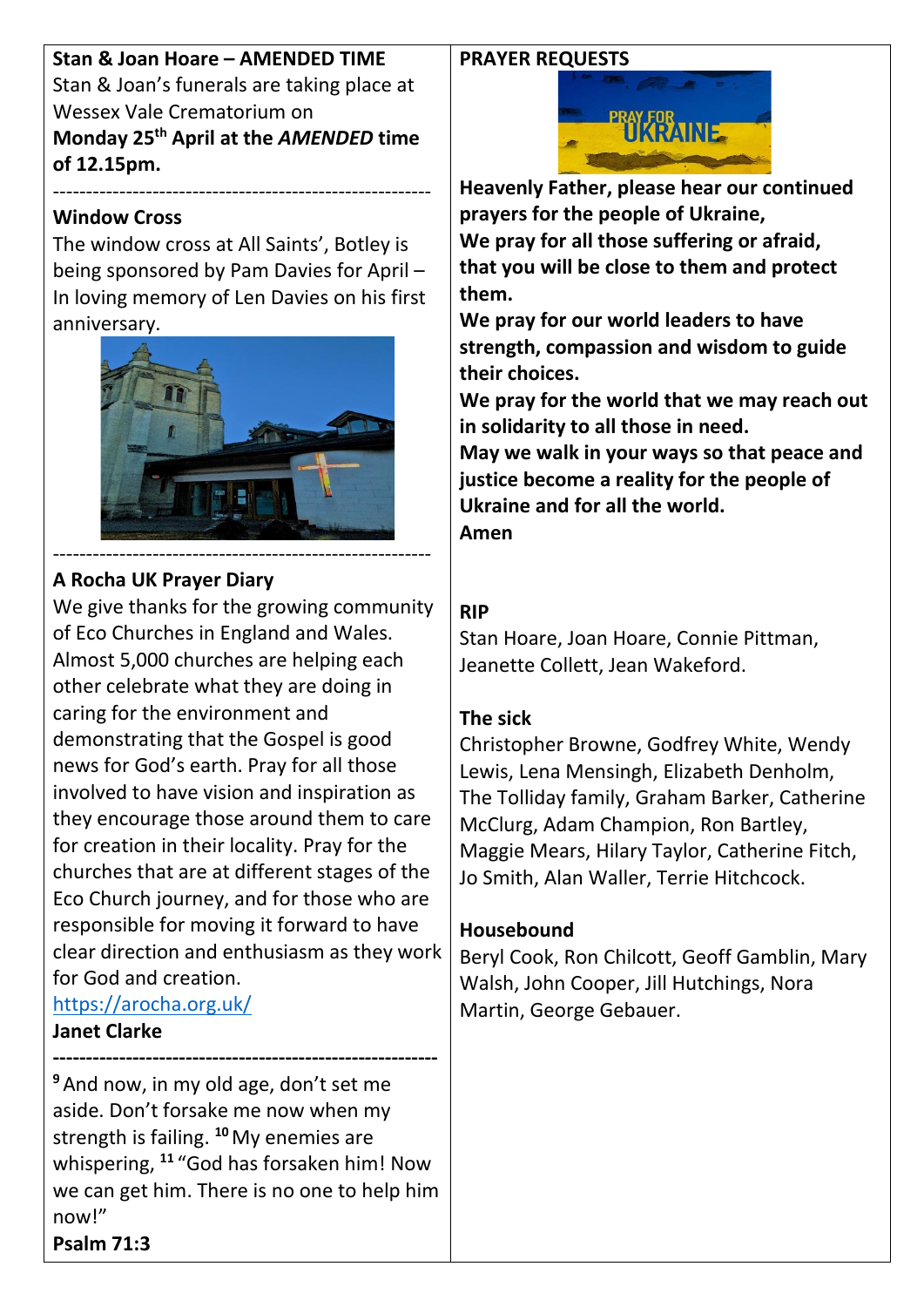**Stan & Joan Hoare – AMENDED TIME**

Stan & Joan's funerals are taking place at Wessex Vale Crematorium on **Monday 25th April at the *AMENDED* time of 12.15pm.**

---

**Window Cross**

The window cross at All Saints', Botley is being sponsored by Pam Davies for April – In loving memory of Len Davies on his first anniversary.

---

**A Rocha UK Prayer Diary**

We give thanks for the growing community of Eco Churches in England and Wales. Almost 5,000 churches are helping each other celebrate what they are doing in caring for the environment and demonstrating that the Gospel is good news for God's earth. Pray for all those involved to have vision and inspiration as they encourage those around them to care for creation in their locality. Pray for the churches that are at different stages of the Eco Church journey, and for those who are responsible for moving it forward to have clear direction and enthusiasm as they work for God and creation.

https://arocha.org.uk/

**Janet Clarke**

---

[9] And now, in my old age, don't set me aside. Don't forsake me now when my strength is failing. [10] My enemies are whispering, [11] "God has forsaken him! Now we can get him. There is no one to help him now!"

**Psalm 71:3**

**PRAYER REQUESTS**

**Heavenly Father, please hear our continued prayers for the people of Ukraine,**
**We pray for all those suffering or afraid, that you will be close to them and protect them.**
**We pray for our world leaders to have strength, compassion and wisdom to guide their choices.**
**We pray for the world that we may reach out in solidarity to all those in need.**
**May we walk in your ways so that peace and justice become a reality for the people of Ukraine and for all the world.**
**Amen**

**RIP**

Stan Hoare, Joan Hoare, Connie Pittman, Jeanette Collett, Jean Wakeford.

**The sick**

Christopher Browne, Godfrey White, Wendy Lewis, Lena Mensingh, Elizabeth Denholm, The Tolliday family, Graham Barker, Catherine McClurg, Adam Champion, Ron Bartley, Maggie Mears, Hilary Taylor, Catherine Fitch, Jo Smith, Alan Waller, Terrie Hitchcock.

**Housebound**

Beryl Cook, Ron Chilcott, Geoff Gamblin, Mary Walsh, John Cooper, Jill Hutchings, Nora Martin, George Gebauer.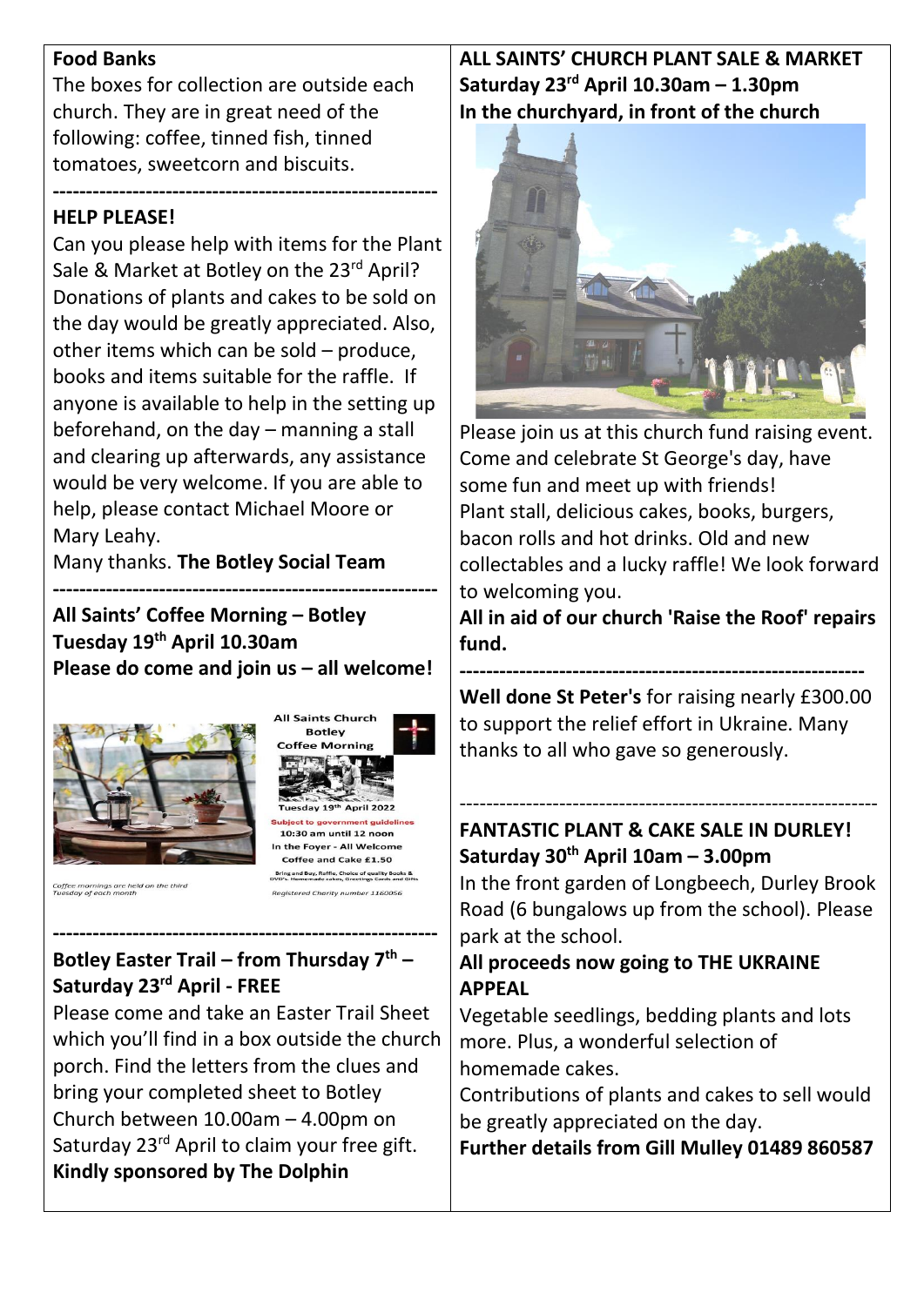**Food Banks**

The boxes for collection are outside each church. They are in great need of the following: coffee, tinned fish, tinned tomatoes, sweetcorn and biscuits.

---

**HELP PLEASE!**

Can you please help with items for the Plant Sale & Market at Botley on the 23rd April? Donations of plants and cakes to be sold on the day would be greatly appreciated. Also, other items which can be sold – produce, books and items suitable for the raffle. If anyone is available to help in the setting up beforehand, on the day – manning a stall and clearing up afterwards, any assistance would be very welcome. If you are able to help, please contact Michael Moore or Mary Leahy.

Many thanks. **The Botley Social Team**

---

**All Saints' Coffee Morning – Botley**
**Tuesday 19th April 10.30am**
**Please do come and join us – all welcome!**

All Saints Church
Botley
Coffee Morning

Tuesday 19th April 2022

Subject to government guidelines
10:30 am until 12 noon
In the Foyer - All Welcome
Coffee and Cake £1.50

Bring and Buy, Raffle, Choice of quality Books & DVD's, Homemade cakes, Greetings Cards and Gifts

*Coffee mornings are held on the third Tuesday of each month*

*Registered Charity number 1160056*

---

**Botley Easter Trail – from Thursday 7th – Saturday 23rd April - FREE**

Please come and take an Easter Trail Sheet which you'll find in a box outside the church porch. Find the letters from the clues and bring your completed sheet to Botley Church between 10.00am – 4.00pm on Saturday 23rd April to claim your free gift.

**Kindly sponsored by The Dolphin**

**ALL SAINTS' CHURCH PLANT SALE & MARKET**
**Saturday 23rd April 10.30am – 1.30pm**
**In the churchyard, in front of the church**

Please join us at this church fund raising event. Come and celebrate St George's day, have some fun and meet up with friends!

Plant stall, delicious cakes, books, burgers, bacon rolls and hot drinks. Old and new collectables and a lucky raffle! We look forward to welcoming you.

**All in aid of our church 'Raise the Roof' repairs fund.**

---

**Well done St Peter's** for raising nearly £300.00 to support the relief effort in Ukraine. Many thanks to all who gave so generously.

---

**FANTASTIC PLANT & CAKE SALE IN DURLEY!**
**Saturday 30th April 10am – 3.00pm**

In the front garden of Longbeech, Durley Brook Road (6 bungalows up from the school). Please park at the school.

**All proceeds now going to THE UKRAINE APPEAL**

Vegetable seedlings, bedding plants and lots more. Plus, a wonderful selection of homemade cakes.

Contributions of plants and cakes to sell would be greatly appreciated on the day.

**Further details from Gill Mulley 01489 860587**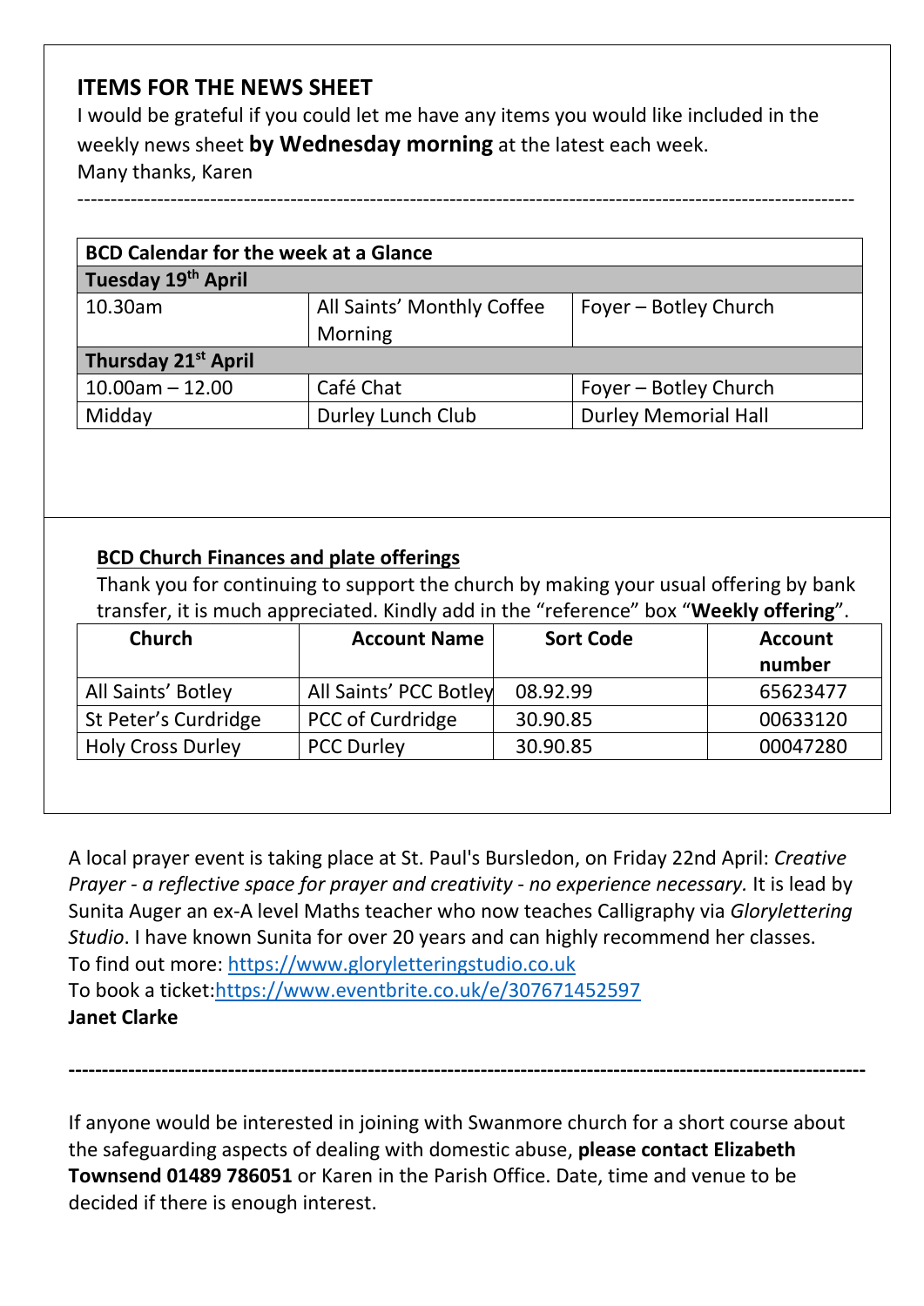## ITEMS FOR THE NEWS SHEET

I would be grateful if you could let me have any items you would like included in the weekly news sheet **by Wednesday morning** at the latest each week.
Many thanks, Karen

---

| BCD Calendar for the week at a Glance | | |
|---|---|---|
| **Tuesday 19th April** | | |
| 10.30am | All Saints' Monthly Coffee Morning | Foyer – Botley Church |
| **Thursday 21st April** | | |
| 10.00am – 12.00 | Café Chat | Foyer – Botley Church |
| Midday | Durley Lunch Club | Durley Memorial Hall |

**BCD Church Finances and plate offerings**

Thank you for continuing to support the church by making your usual offering by bank transfer, it is much appreciated. Kindly add in the "reference" box "**Weekly offering**".

| Church | Account Name | Sort Code | Account number |
|---|---|---|---|
| All Saints' Botley | All Saints' PCC Botley | 08.92.99 | 65623477 |
| St Peter's Curdridge | PCC of Curdridge | 30.90.85 | 00633120 |
| Holy Cross Durley | PCC Durley | 30.90.85 | 00047280 |

A local prayer event is taking place at St. Paul's Bursledon, on Friday 22nd April: *Creative Prayer - a reflective space for prayer and creativity - no experience necessary.* It is lead by Sunita Auger an ex-A level Maths teacher who now teaches Calligraphy via *Glorylettering Studio*. I have known Sunita for over 20 years and can highly recommend her classes.
To find out more: https://www.gloryletteringstudio.co.uk
To book a ticket:https://www.eventbrite.co.uk/e/307671452597
**Janet Clarke**

---

If anyone would be interested in joining with Swanmore church for a short course about the safeguarding aspects of dealing with domestic abuse, **please contact Elizabeth Townsend 01489 786051** or Karen in the Parish Office. Date, time and venue to be decided if there is enough interest.